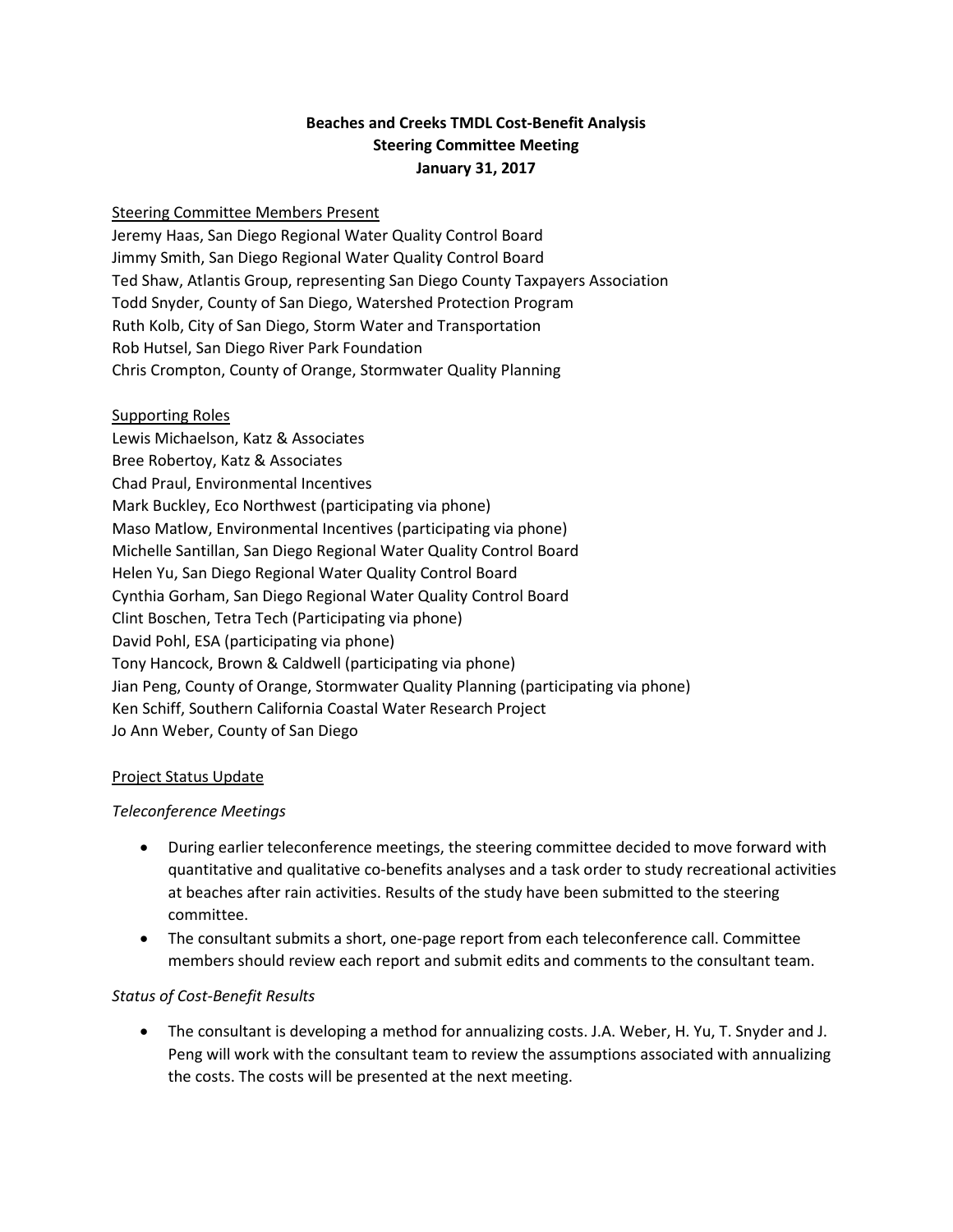# Beaches and Creeks TMDL Cost-Benefit Analysis
## Steering Committee Meeting
## January 31, 2017

Steering Committee Members Present

Jeremy Haas, San Diego Regional Water Quality Control Board
Jimmy Smith, San Diego Regional Water Quality Control Board
Ted Shaw, Atlantis Group, representing San Diego County Taxpayers Association
Todd Snyder, County of San Diego, Watershed Protection Program
Ruth Kolb, City of San Diego, Storm Water and Transportation
Rob Hutsel, San Diego River Park Foundation
Chris Crompton, County of Orange, Stormwater Quality Planning

Supporting Roles

Lewis Michaelson, Katz & Associates
Bree Robertoy, Katz & Associates
Chad Praul, Environmental Incentives
Mark Buckley, Eco Northwest (participating via phone)
Maso Matlow, Environmental Incentives (participating via phone)
Michelle Santillan, San Diego Regional Water Quality Control Board
Helen Yu, San Diego Regional Water Quality Control Board
Cynthia Gorham, San Diego Regional Water Quality Control Board
Clint Boschen, Tetra Tech (Participating via phone)
David Pohl, ESA (participating via phone)
Tony Hancock, Brown & Caldwell (participating via phone)
Jian Peng, County of Orange, Stormwater Quality Planning (participating via phone)
Ken Schiff, Southern California Coastal Water Research Project
Jo Ann Weber, County of San Diego

Project Status Update

*Teleconference Meetings*

- During earlier teleconference meetings, the steering committee decided to move forward with quantitative and qualitative co-benefits analyses and a task order to study recreational activities at beaches after rain activities. Results of the study have been submitted to the steering committee.
- The consultant submits a short, one-page report from each teleconference call. Committee members should review each report and submit edits and comments to the consultant team.

*Status of Cost-Benefit Results*

- The consultant is developing a method for annualizing costs. J.A. Weber, H. Yu, T. Snyder and J. Peng will work with the consultant team to review the assumptions associated with annualizing the costs. The costs will be presented at the next meeting.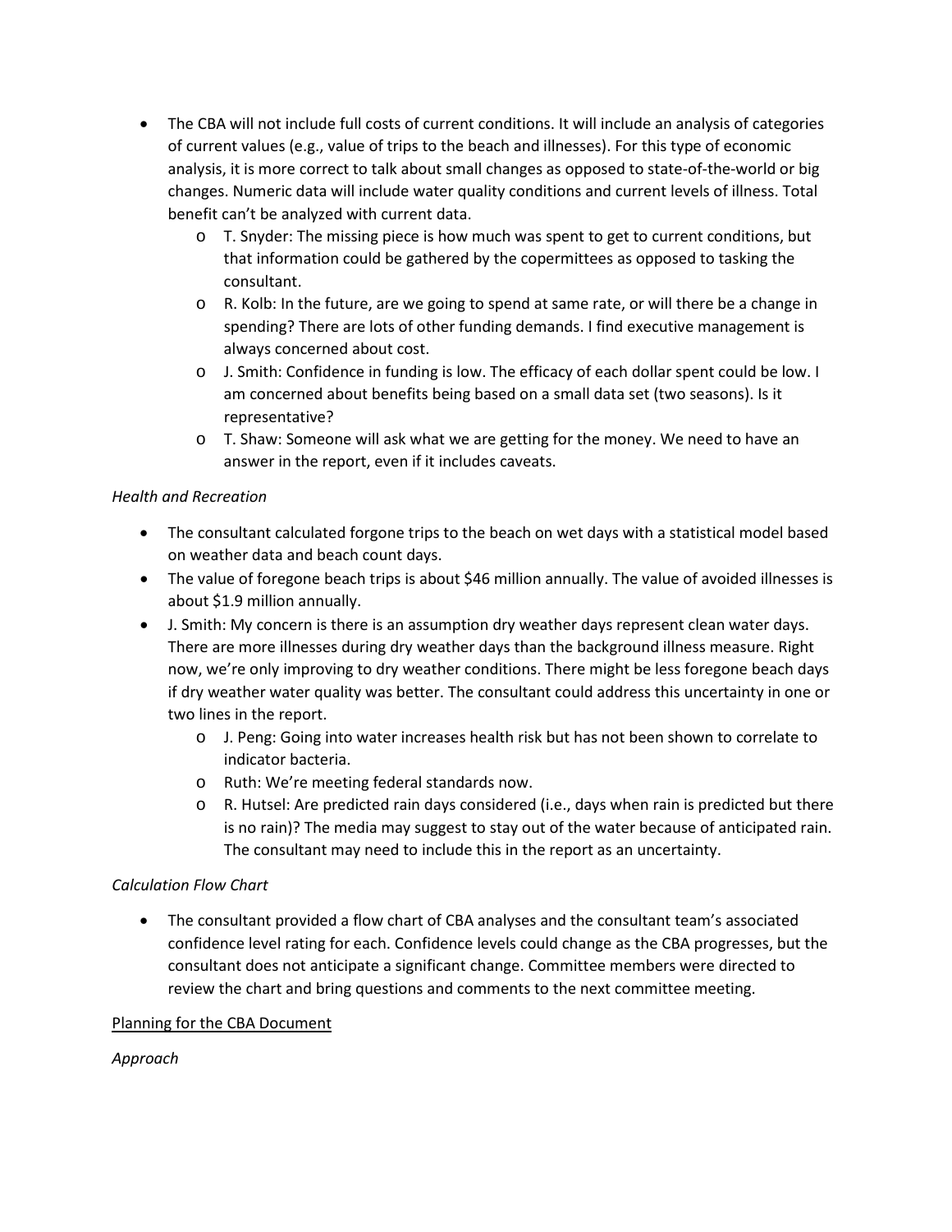- The CBA will not include full costs of current conditions. It will include an analysis of categories of current values (e.g., value of trips to the beach and illnesses). For this type of economic analysis, it is more correct to talk about small changes as opposed to state-of-the-world or big changes. Numeric data will include water quality conditions and current levels of illness. Total benefit can't be analyzed with current data.
  - T. Snyder: The missing piece is how much was spent to get to current conditions, but that information could be gathered by the copermittees as opposed to tasking the consultant.
  - R. Kolb: In the future, are we going to spend at same rate, or will there be a change in spending? There are lots of other funding demands. I find executive management is always concerned about cost.
  - J. Smith: Confidence in funding is low. The efficacy of each dollar spent could be low. I am concerned about benefits being based on a small data set (two seasons). Is it representative?
  - T. Shaw: Someone will ask what we are getting for the money. We need to have an answer in the report, even if it includes caveats.

*Health and Recreation*

- The consultant calculated forgone trips to the beach on wet days with a statistical model based on weather data and beach count days.
- The value of foregone beach trips is about $46 million annually. The value of avoided illnesses is about $1.9 million annually.
- J. Smith: My concern is there is an assumption dry weather days represent clean water days. There are more illnesses during dry weather days than the background illness measure. Right now, we're only improving to dry weather conditions. There might be less foregone beach days if dry weather water quality was better. The consultant could address this uncertainty in one or two lines in the report.
  - J. Peng: Going into water increases health risk but has not been shown to correlate to indicator bacteria.
  - Ruth: We're meeting federal standards now.
  - R. Hutsel: Are predicted rain days considered (i.e., days when rain is predicted but there is no rain)? The media may suggest to stay out of the water because of anticipated rain. The consultant may need to include this in the report as an uncertainty.

*Calculation Flow Chart*

- The consultant provided a flow chart of CBA analyses and the consultant team's associated confidence level rating for each. Confidence levels could change as the CBA progresses, but the consultant does not anticipate a significant change. Committee members were directed to review the chart and bring questions and comments to the next committee meeting.

<u>Planning for the CBA Document</u>

*Approach*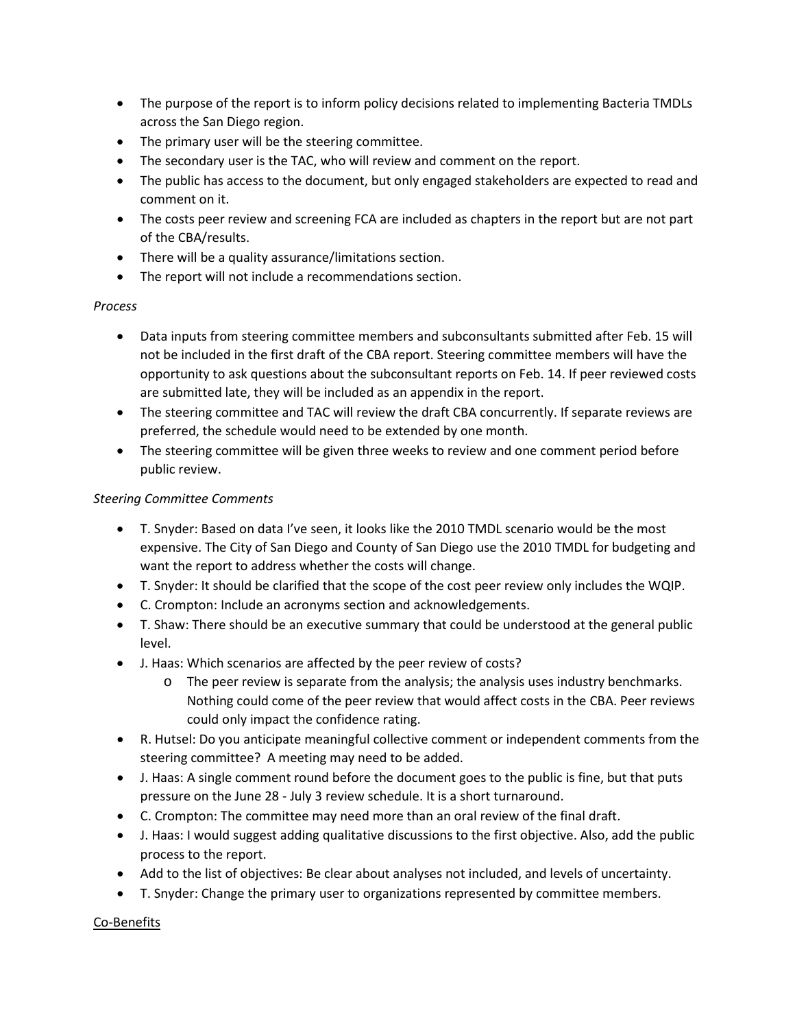- The purpose of the report is to inform policy decisions related to implementing Bacteria TMDLs across the San Diego region.
- The primary user will be the steering committee.
- The secondary user is the TAC, who will review and comment on the report.
- The public has access to the document, but only engaged stakeholders are expected to read and comment on it.
- The costs peer review and screening FCA are included as chapters in the report but are not part of the CBA/results.
- There will be a quality assurance/limitations section.
- The report will not include a recommendations section.

*Process*

- Data inputs from steering committee members and subconsultants submitted after Feb. 15 will not be included in the first draft of the CBA report. Steering committee members will have the opportunity to ask questions about the subconsultant reports on Feb. 14. If peer reviewed costs are submitted late, they will be included as an appendix in the report.
- The steering committee and TAC will review the draft CBA concurrently. If separate reviews are preferred, the schedule would need to be extended by one month.
- The steering committee will be given three weeks to review and one comment period before public review.

*Steering Committee Comments*

- T. Snyder: Based on data I've seen, it looks like the 2010 TMDL scenario would be the most expensive. The City of San Diego and County of San Diego use the 2010 TMDL for budgeting and want the report to address whether the costs will change.
- T. Snyder: It should be clarified that the scope of the cost peer review only includes the WQIP.
- C. Crompton: Include an acronyms section and acknowledgements.
- T. Shaw: There should be an executive summary that could be understood at the general public level.
- J. Haas: Which scenarios are affected by the peer review of costs?
    - The peer review is separate from the analysis; the analysis uses industry benchmarks. Nothing could come of the peer review that would affect costs in the CBA. Peer reviews could only impact the confidence rating.
- R. Hutsel: Do you anticipate meaningful collective comment or independent comments from the steering committee? A meeting may need to be added.
- J. Haas: A single comment round before the document goes to the public is fine, but that puts pressure on the June 28 - July 3 review schedule. It is a short turnaround.
- C. Crompton: The committee may need more than an oral review of the final draft.
- J. Haas: I would suggest adding qualitative discussions to the first objective. Also, add the public process to the report.
- Add to the list of objectives: Be clear about analyses not included, and levels of uncertainty.
- T. Snyder: Change the primary user to organizations represented by committee members.

<u>Co-Benefits</u>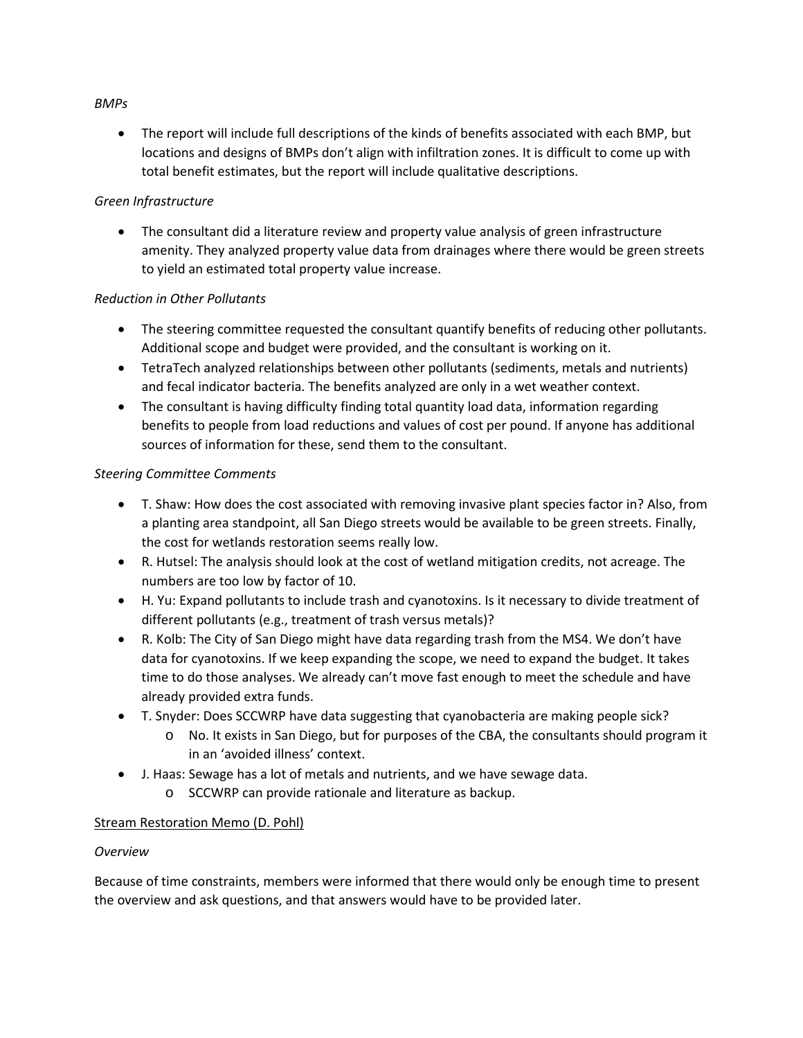*BMPs*

- The report will include full descriptions of the kinds of benefits associated with each BMP, but locations and designs of BMPs don't align with infiltration zones. It is difficult to come up with total benefit estimates, but the report will include qualitative descriptions.

*Green Infrastructure*

- The consultant did a literature review and property value analysis of green infrastructure amenity. They analyzed property value data from drainages where there would be green streets to yield an estimated total property value increase.

*Reduction in Other Pollutants*

- The steering committee requested the consultant quantify benefits of reducing other pollutants. Additional scope and budget were provided, and the consultant is working on it.
- TetraTech analyzed relationships between other pollutants (sediments, metals and nutrients) and fecal indicator bacteria. The benefits analyzed are only in a wet weather context.
- The consultant is having difficulty finding total quantity load data, information regarding benefits to people from load reductions and values of cost per pound. If anyone has additional sources of information for these, send them to the consultant.

*Steering Committee Comments*

- T. Shaw: How does the cost associated with removing invasive plant species factor in? Also, from a planting area standpoint, all San Diego streets would be available to be green streets. Finally, the cost for wetlands restoration seems really low.
- R. Hutsel: The analysis should look at the cost of wetland mitigation credits, not acreage. The numbers are too low by factor of 10.
- H. Yu: Expand pollutants to include trash and cyanotoxins. Is it necessary to divide treatment of different pollutants (e.g., treatment of trash versus metals)?
- R. Kolb: The City of San Diego might have data regarding trash from the MS4. We don't have data for cyanotoxins. If we keep expanding the scope, we need to expand the budget. It takes time to do those analyses. We already can't move fast enough to meet the schedule and have already provided extra funds.
- T. Snyder: Does SCCWRP have data suggesting that cyanobacteria are making people sick?
  - No. It exists in San Diego, but for purposes of the CBA, the consultants should program it in an 'avoided illness' context.
- J. Haas: Sewage has a lot of metals and nutrients, and we have sewage data.
  - SCCWRP can provide rationale and literature as backup.

<u>Stream Restoration Memo (D. Pohl)</u>

*Overview*

Because of time constraints, members were informed that there would only be enough time to present the overview and ask questions, and that answers would have to be provided later.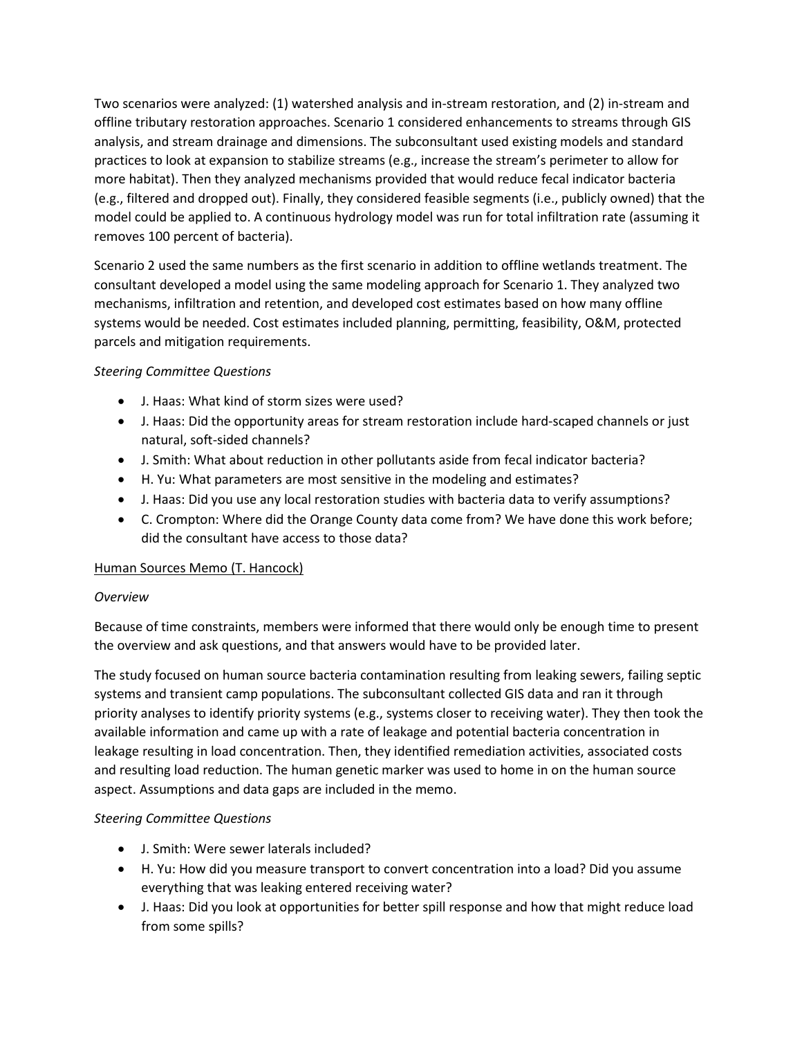Two scenarios were analyzed: (1) watershed analysis and in-stream restoration, and (2) in-stream and offline tributary restoration approaches. Scenario 1 considered enhancements to streams through GIS analysis, and stream drainage and dimensions. The subconsultant used existing models and standard practices to look at expansion to stabilize streams (e.g., increase the stream's perimeter to allow for more habitat). Then they analyzed mechanisms provided that would reduce fecal indicator bacteria (e.g., filtered and dropped out). Finally, they considered feasible segments (i.e., publicly owned) that the model could be applied to. A continuous hydrology model was run for total infiltration rate (assuming it removes 100 percent of bacteria).

Scenario 2 used the same numbers as the first scenario in addition to offline wetlands treatment. The consultant developed a model using the same modeling approach for Scenario 1. They analyzed two mechanisms, infiltration and retention, and developed cost estimates based on how many offline systems would be needed. Cost estimates included planning, permitting, feasibility, O&M, protected parcels and mitigation requirements.

*Steering Committee Questions*

- J. Haas: What kind of storm sizes were used?
- J. Haas: Did the opportunity areas for stream restoration include hard-scaped channels or just natural, soft-sided channels?
- J. Smith: What about reduction in other pollutants aside from fecal indicator bacteria?
- H. Yu: What parameters are most sensitive in the modeling and estimates?
- J. Haas: Did you use any local restoration studies with bacteria data to verify assumptions?
- C. Crompton: Where did the Orange County data come from? We have done this work before; did the consultant have access to those data?

<u>Human Sources Memo (T. Hancock)</u>

*Overview*

Because of time constraints, members were informed that there would only be enough time to present the overview and ask questions, and that answers would have to be provided later.

The study focused on human source bacteria contamination resulting from leaking sewers, failing septic systems and transient camp populations. The subconsultant collected GIS data and ran it through priority analyses to identify priority systems (e.g., systems closer to receiving water). They then took the available information and came up with a rate of leakage and potential bacteria concentration in leakage resulting in load concentration. Then, they identified remediation activities, associated costs and resulting load reduction. The human genetic marker was used to home in on the human source aspect. Assumptions and data gaps are included in the memo.

*Steering Committee Questions*

- J. Smith: Were sewer laterals included?
- H. Yu: How did you measure transport to convert concentration into a load? Did you assume everything that was leaking entered receiving water?
- J. Haas: Did you look at opportunities for better spill response and how that might reduce load from some spills?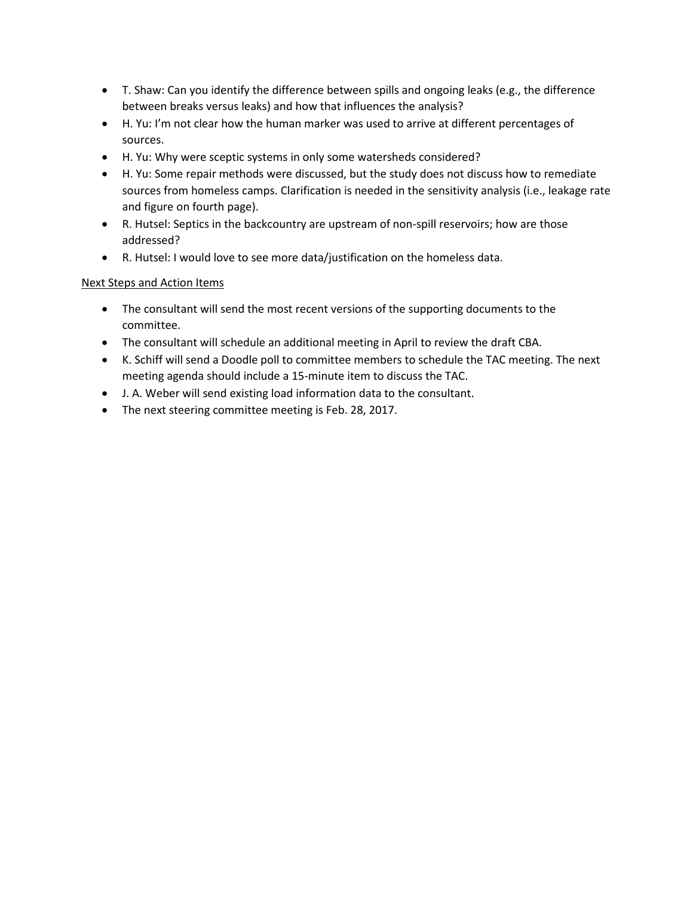- T. Shaw: Can you identify the difference between spills and ongoing leaks (e.g., the difference between breaks versus leaks) and how that influences the analysis?
- H. Yu: I'm not clear how the human marker was used to arrive at different percentages of sources.
- H. Yu: Why were sceptic systems in only some watersheds considered?
- H. Yu: Some repair methods were discussed, but the study does not discuss how to remediate sources from homeless camps. Clarification is needed in the sensitivity analysis (i.e., leakage rate and figure on fourth page).
- R. Hutsel: Septics in the backcountry are upstream of non-spill reservoirs; how are those addressed?
- R. Hutsel: I would love to see more data/justification on the homeless data.

<u>Next Steps and Action Items</u>

- The consultant will send the most recent versions of the supporting documents to the committee.
- The consultant will schedule an additional meeting in April to review the draft CBA.
- K. Schiff will send a Doodle poll to committee members to schedule the TAC meeting. The next meeting agenda should include a 15-minute item to discuss the TAC.
- J. A. Weber will send existing load information data to the consultant.
- The next steering committee meeting is Feb. 28, 2017.